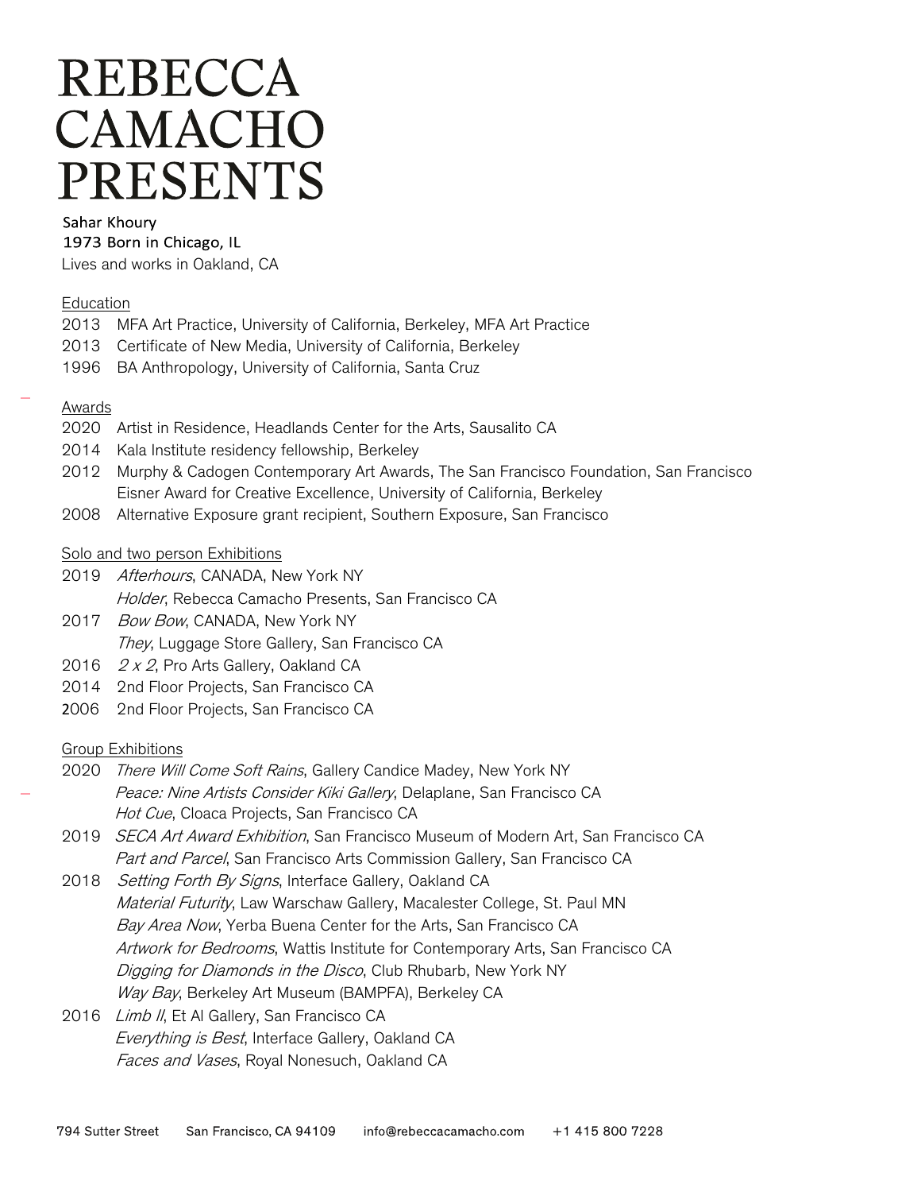# REBECCA CAMACHO PRESENTS

Sahar Khoury
1973 Born in Chicago, IL
Lives and works in Oakland, CA

## Education

2013 MFA Art Practice, University of California, Berkeley, MFA Art Practice
2013 Certificate of New Media, University of California, Berkeley
1996 BA Anthropology, University of California, Santa Cruz

## Awards

2020 Artist in Residence, Headlands Center for the Arts, Sausalito CA
2014 Kala Institute residency fellowship, Berkeley
2012 Murphy & Cadogen Contemporary Art Awards, The San Francisco Foundation, San Francisco
Eisner Award for Creative Excellence, University of California, Berkeley
2008 Alternative Exposure grant recipient, Southern Exposure, San Francisco

## Solo and two person Exhibitions

2019 *Afterhours*, CANADA, New York NY
*Holder*, Rebecca Camacho Presents, San Francisco CA
2017 *Bow Bow*, CANADA, New York NY
*They*, Luggage Store Gallery, San Francisco CA
2016 *2 x 2*, Pro Arts Gallery, Oakland CA
2014 2nd Floor Projects, San Francisco CA
2006 2nd Floor Projects, San Francisco CA

## Group Exhibitions

2020 *There Will Come Soft Rains*, Gallery Candice Madey, New York NY
*Peace: Nine Artists Consider Kiki Gallery*, Delaplane, San Francisco CA
*Hot Cue*, Cloaca Projects, San Francisco CA
2019 *SECA Art Award Exhibition*, San Francisco Museum of Modern Art, San Francisco CA
*Part and Parcel*, San Francisco Arts Commission Gallery, San Francisco CA
2018 *Setting Forth By Signs*, Interface Gallery, Oakland CA
*Material Futurity*, Law Warschaw Gallery, Macalester College, St. Paul MN
*Bay Area Now*, Yerba Buena Center for the Arts, San Francisco CA
*Artwork for Bedrooms*, Wattis Institute for Contemporary Arts, San Francisco CA
*Digging for Diamonds in the Disco*, Club Rhubarb, New York NY
*Way Bay*, Berkeley Art Museum (BAMPFA), Berkeley CA
2016 *Limb II*, Et Al Gallery, San Francisco CA
*Everything is Best*, Interface Gallery, Oakland CA
*Faces and Vases*, Royal Nonesuch, Oakland CA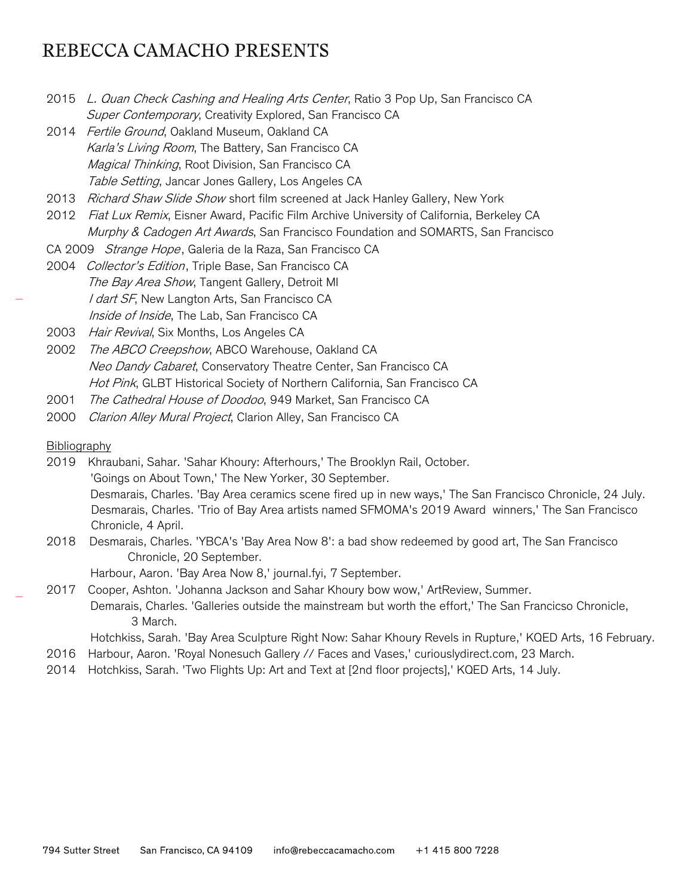# REBECCA CAMACHO PRESENTS

2015 *L. Quan Check Cashing and Healing Arts Center*, Ratio 3 Pop Up, San Francisco CA
*Super Contemporary*, Creativity Explored, San Francisco CA

2014 *Fertile Ground*, Oakland Museum, Oakland CA
*Karla's Living Room*, The Battery, San Francisco CA
*Magical Thinking*, Root Division, San Francisco CA
*Table Setting*, Jancar Jones Gallery, Los Angeles CA

2013 *Richard Shaw Slide Show* short film screened at Jack Hanley Gallery, New York

2012 *Fiat Lux Remix*, Eisner Award, Pacific Film Archive University of California, Berkeley CA
*Murphy & Cadogen Art Awards*, San Francisco Foundation and SOMARTS, San Francisco

CA 2009 *Strange Hope*, Galeria de la Raza, San Francisco CA

2004 *Collector's Edition*, Triple Base, San Francisco CA
*The Bay Area Show*, Tangent Gallery, Detroit MI
*I dart SF*, New Langton Arts, San Francisco CA
*Inside of Inside*, The Lab, San Francisco CA

2003 *Hair Revival*, Six Months, Los Angeles CA

2002 *The ABCO Creepshow*, ABCO Warehouse, Oakland CA
*Neo Dandy Cabaret*, Conservatory Theatre Center, San Francisco CA
*Hot Pink*, GLBT Historical Society of Northern California, San Francisco CA

2001 *The Cathedral House of Doodoo*, 949 Market, San Francisco CA

2000 *Clarion Alley Mural Project*, Clarion Alley, San Francisco CA

## Bibliography

2019 Khraubani, Sahar. 'Sahar Khoury: Afterhours,' The Brooklyn Rail, October.
'Goings on About Town,' The New Yorker, 30 September.
Desmarais, Charles. 'Bay Area ceramics scene fired up in new ways,' The San Francisco Chronicle, 24 July.
Desmarais, Charles. 'Trio of Bay Area artists named SFMOMA's 2019 Award winners,' The San Francisco Chronicle, 4 April.

2018 Desmarais, Charles. 'YBCA's 'Bay Area Now 8': a bad show redeemed by good art, The San Francisco Chronicle, 20 September.
Harbour, Aaron. 'Bay Area Now 8,' journal.fyi, 7 September.

2017 Cooper, Ashton. 'Johanna Jackson and Sahar Khoury bow wow,' ArtReview, Summer.
Demarais, Charles. 'Galleries outside the mainstream but worth the effort,' The San Francicso Chronicle, 3 March.
Hotchkiss, Sarah. 'Bay Area Sculpture Right Now: Sahar Khoury Revels in Rupture,' KQED Arts, 16 February.

2016 Harbour, Aaron. 'Royal Nonesuch Gallery // Faces and Vases,' curiouslydirect.com, 23 March.

2014 Hotchkiss, Sarah. 'Two Flights Up: Art and Text at [2nd floor projects],' KQED Arts, 14 July.

794 Sutter Street San Francisco, CA 94109 info@rebeccacamacho.com +1 415 800 7228